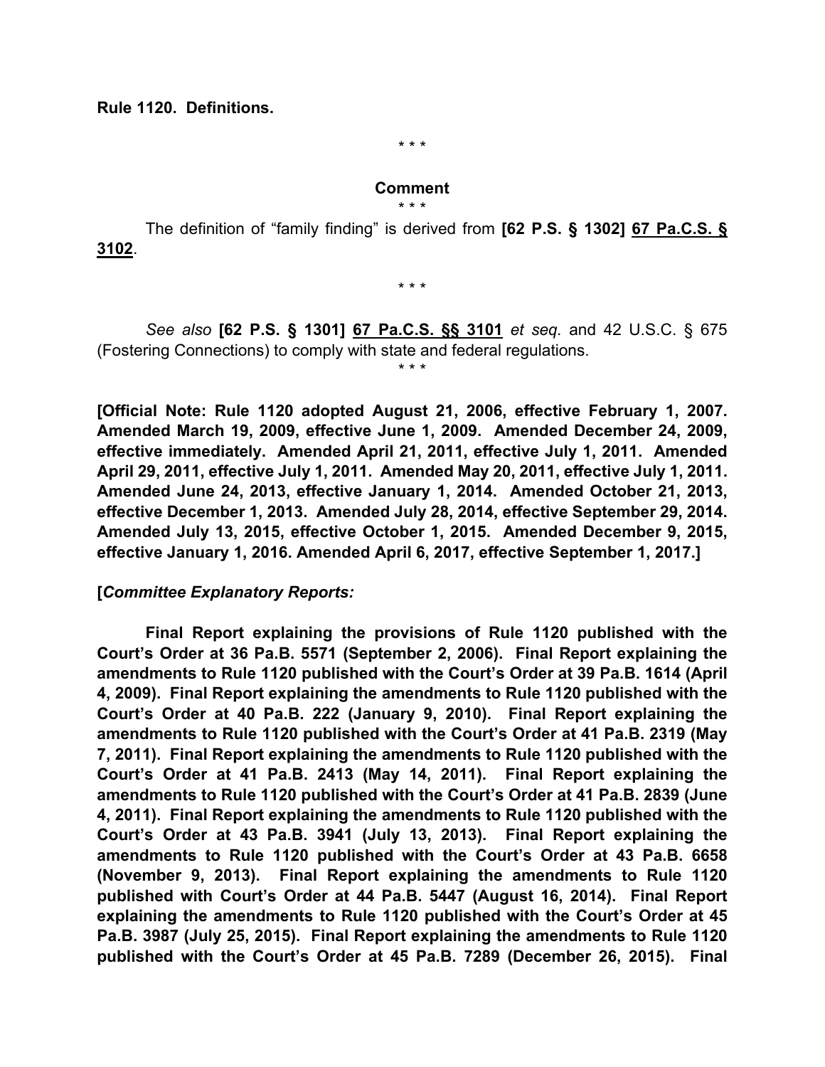**Rule 1120. Definitions.**

\* \* \*

**Comment**

\* \* \*

The definition of "family finding" is derived from **[62 P.S. § 1302]** <u>**67 Pa.C.S. § 3102**</u>.

\* \* \*

*See also* **[62 P.S. § 1301]** <u>**67 Pa.C.S. §§ 3101**</u> *et seq.* and 42 U.S.C. § 675 (Fostering Connections) to comply with state and federal regulations.

\* \* \*

**[Official Note: Rule 1120 adopted August 21, 2006, effective February 1, 2007. Amended March 19, 2009, effective June 1, 2009. Amended December 24, 2009, effective immediately. Amended April 21, 2011, effective July 1, 2011. Amended April 29, 2011, effective July 1, 2011. Amended May 20, 2011, effective July 1, 2011. Amended June 24, 2013, effective January 1, 2014. Amended October 21, 2013, effective December 1, 2013. Amended July 28, 2014, effective September 29, 2014. Amended July 13, 2015, effective October 1, 2015. Amended December 9, 2015, effective January 1, 2016. Amended April 6, 2017, effective September 1, 2017.]**

**[*Committee Explanatory Reports:***

**Final Report explaining the provisions of Rule 1120 published with the Court's Order at 36 Pa.B. 5571 (September 2, 2006). Final Report explaining the amendments to Rule 1120 published with the Court's Order at 39 Pa.B. 1614 (April 4, 2009). Final Report explaining the amendments to Rule 1120 published with the Court's Order at 40 Pa.B. 222 (January 9, 2010). Final Report explaining the amendments to Rule 1120 published with the Court's Order at 41 Pa.B. 2319 (May 7, 2011). Final Report explaining the amendments to Rule 1120 published with the Court's Order at 41 Pa.B. 2413 (May 14, 2011). Final Report explaining the amendments to Rule 1120 published with the Court's Order at 41 Pa.B. 2839 (June 4, 2011). Final Report explaining the amendments to Rule 1120 published with the Court's Order at 43 Pa.B. 3941 (July 13, 2013). Final Report explaining the amendments to Rule 1120 published with the Court's Order at 43 Pa.B. 6658 (November 9, 2013). Final Report explaining the amendments to Rule 1120 published with Court's Order at 44 Pa.B. 5447 (August 16, 2014). Final Report explaining the amendments to Rule 1120 published with the Court's Order at 45 Pa.B. 3987 (July 25, 2015). Final Report explaining the amendments to Rule 1120 published with the Court's Order at 45 Pa.B. 7289 (December 26, 2015). Final**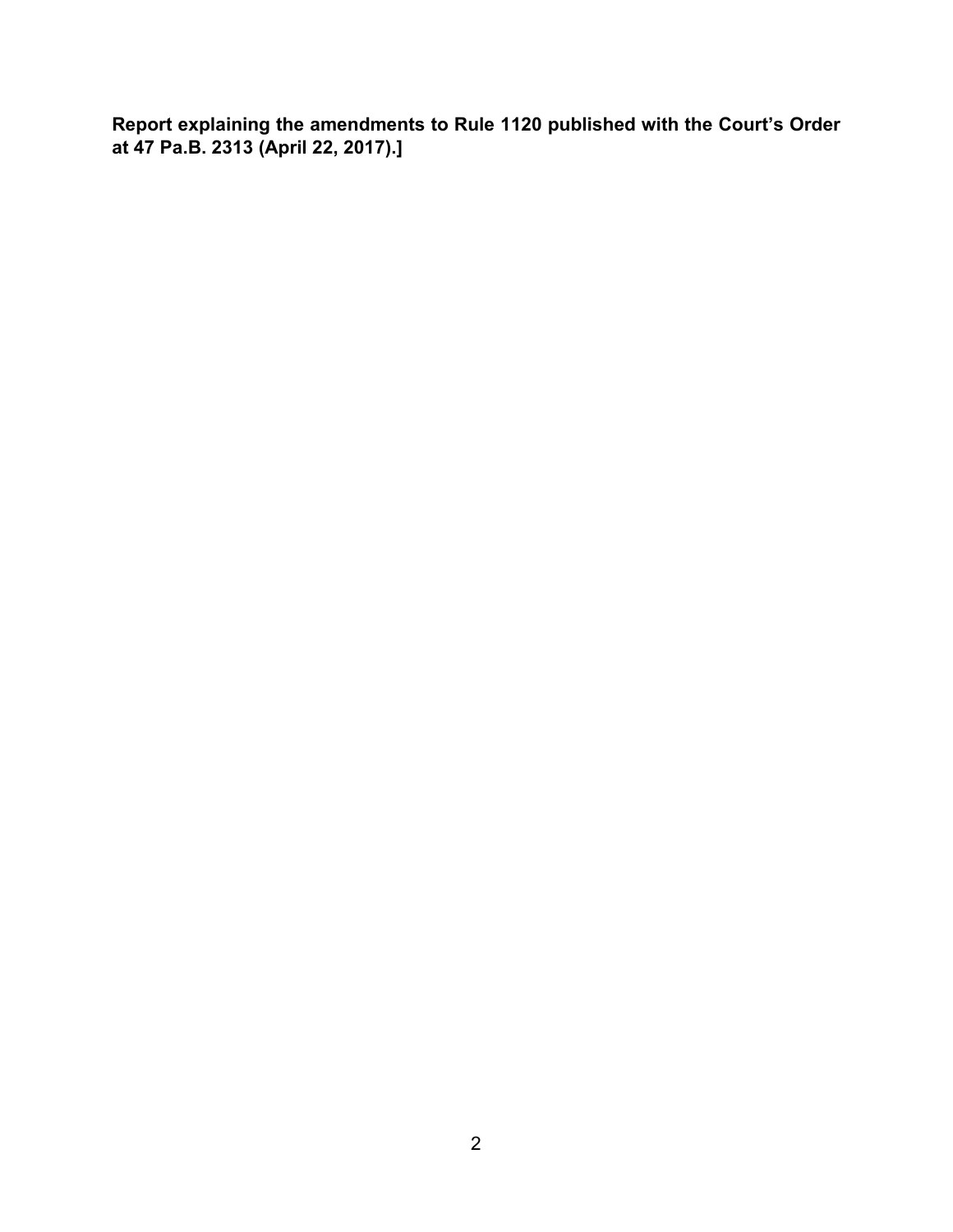**Report explaining the amendments to Rule 1120 published with the Court's Order at 47 Pa.B. 2313 (April 22, 2017).]**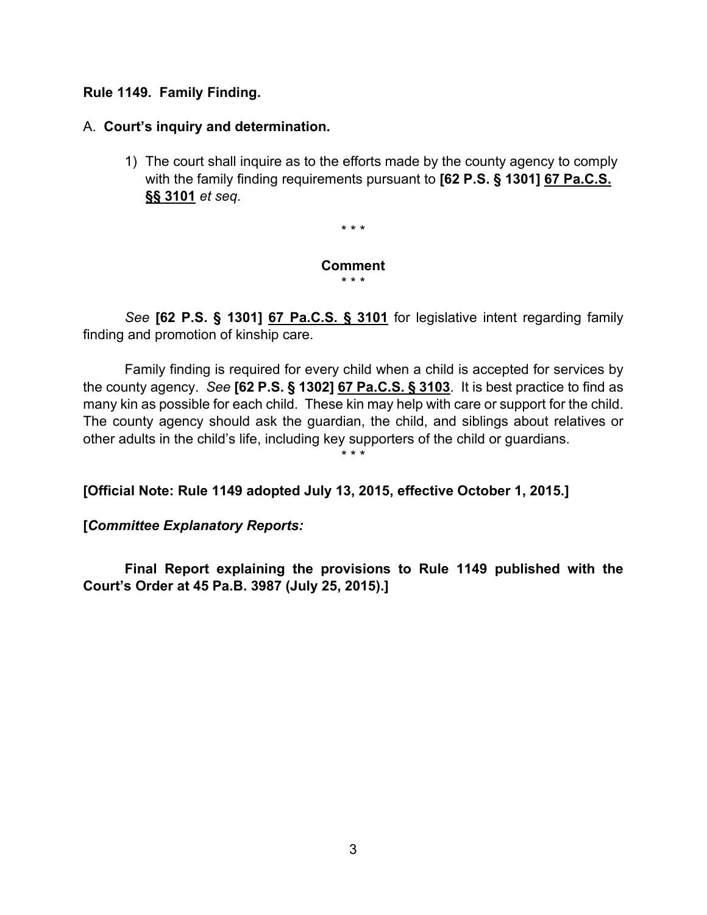**Rule 1149. Family Finding.**

A. **Court's inquiry and determination.**

1) The court shall inquire as to the efforts made by the county agency to comply with the family finding requirements pursuant to **[62 P.S. § 1301]** <u>**67 Pa.C.S. §§ 3101**</u> *et seq.*

\* \* \*

**Comment**

\* \* \*

*See* **[62 P.S. § 1301]** <u>**67 Pa.C.S. § 3101**</u> for legislative intent regarding family finding and promotion of kinship care.

Family finding is required for every child when a child is accepted for services by the county agency. *See* **[62 P.S. § 1302]** <u>**67 Pa.C.S. § 3103**</u>. It is best practice to find as many kin as possible for each child. These kin may help with care or support for the child. The county agency should ask the guardian, the child, and siblings about relatives or other adults in the child's life, including key supporters of the child or guardians.

\* \* \*

**[Official Note: Rule 1149 adopted July 13, 2015, effective October 1, 2015.]**

**[*Committee Explanatory Reports:***

**Final Report explaining the provisions to Rule 1149 published with the Court's Order at 45 Pa.B. 3987 (July 25, 2015).]**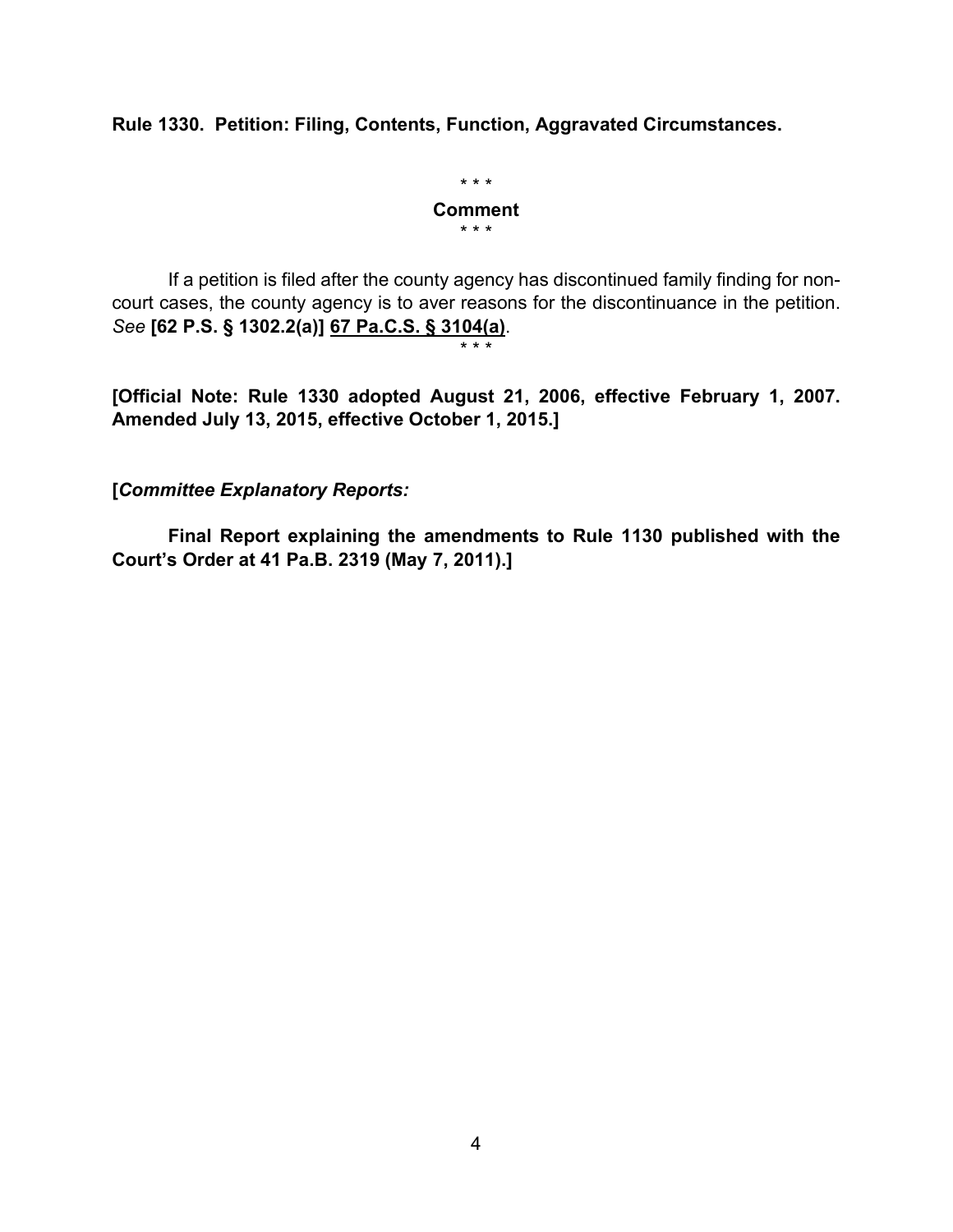**Rule 1330. Petition: Filing, Contents, Function, Aggravated Circumstances.**

\* \* \*

**Comment**

\* \* \*

If a petition is filed after the county agency has discontinued family finding for non-court cases, the county agency is to aver reasons for the discontinuance in the petition. *See* **[62 P.S. § 1302.2(a)]** **<u>67 Pa.C.S. § 3104(a)</u>**.

\* \* \*

**[Official Note: Rule 1330 adopted August 21, 2006, effective February 1, 2007. Amended July 13, 2015, effective October 1, 2015.]**

**[*Committee Explanatory Reports:***

**Final Report explaining the amendments to Rule 1130 published with the Court's Order at 41 Pa.B. 2319 (May 7, 2011).]**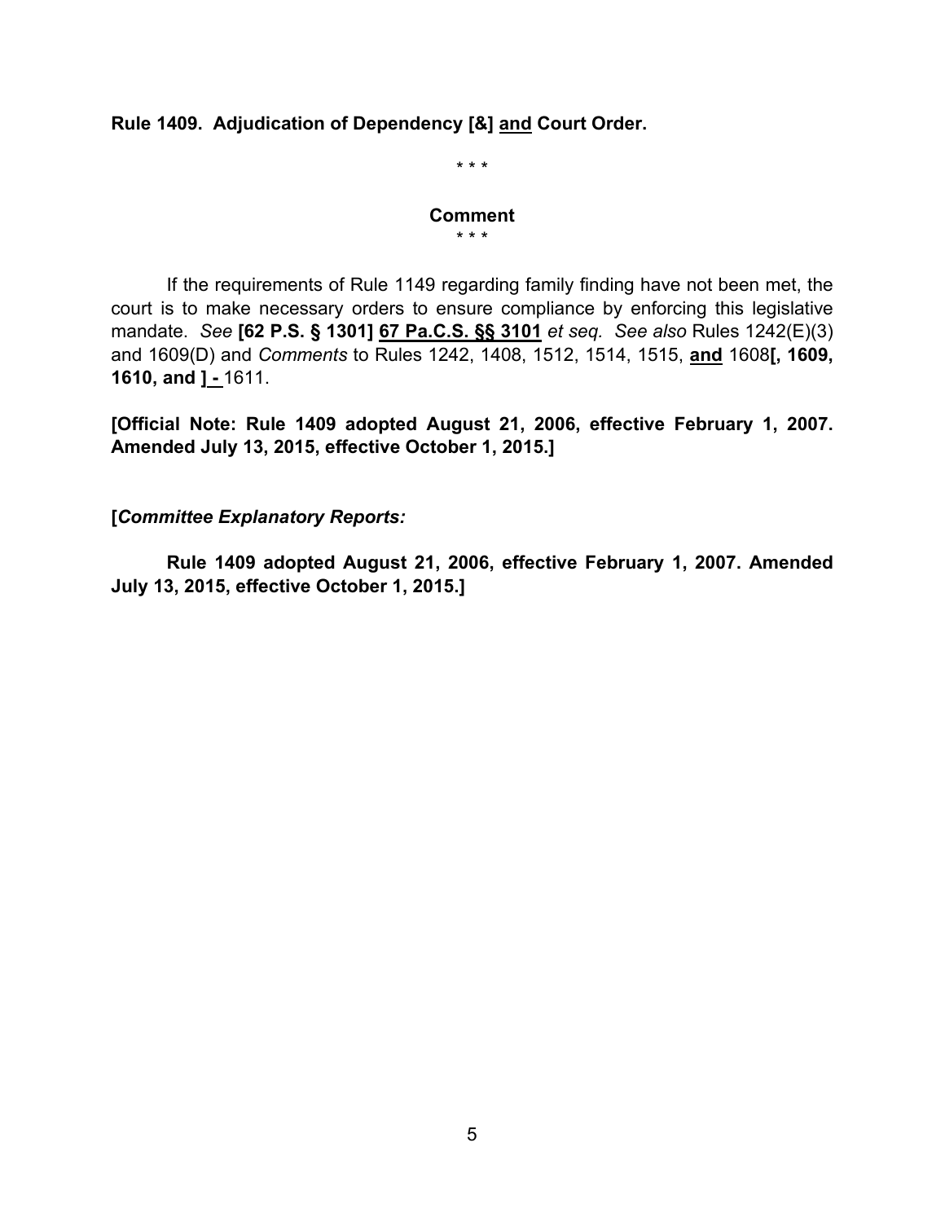**Rule 1409. Adjudication of Dependency [&] <u>and</u> Court Order.**

\* \* \*

**Comment**

\* \* \*

If the requirements of Rule 1149 regarding family finding have not been met, the court is to make necessary orders to ensure compliance by enforcing this legislative mandate. *See* **[62 P.S. § 1301]** **<u>67 Pa.C.S. §§ 3101</u>** *et seq. See also* Rules 1242(E)(3) and 1609(D) and *Comments* to Rules 1242, 1408, 1512, 1514, 1515, **<u>and</u>** 1608**[, 1609, 1610, and ] <u>-</u>** 1611.

**[Official Note: Rule 1409 adopted August 21, 2006, effective February 1, 2007. Amended July 13, 2015, effective October 1, 2015.]**

**[*Committee Explanatory Reports:***

**Rule 1409 adopted August 21, 2006, effective February 1, 2007. Amended July 13, 2015, effective October 1, 2015.]**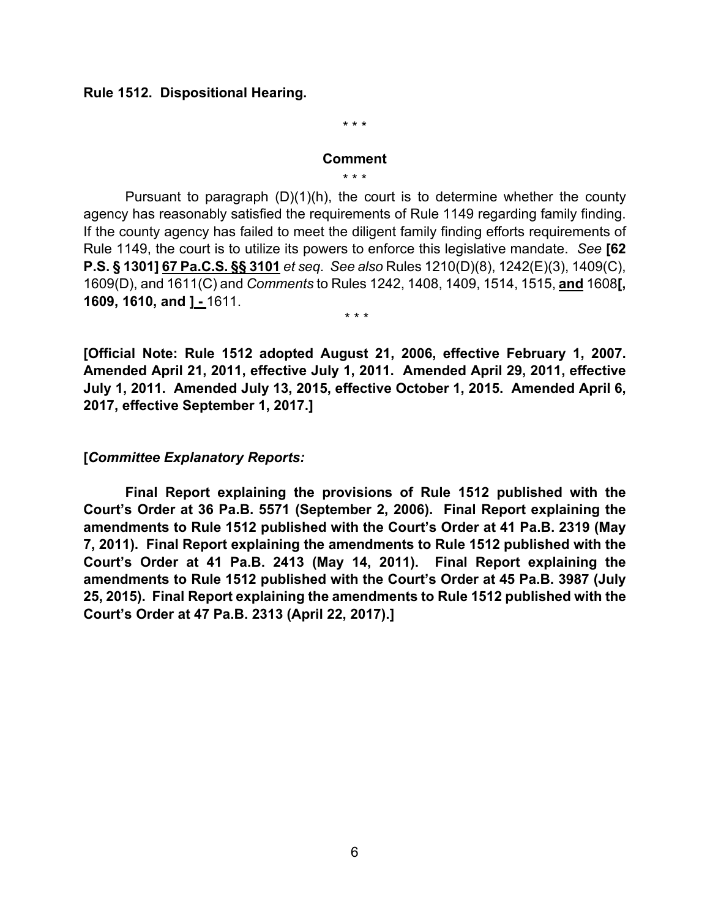**Rule 1512. Dispositional Hearing.**

\* \* \*

**Comment**

\* \* \*

Pursuant to paragraph (D)(1)(h), the court is to determine whether the county agency has reasonably satisfied the requirements of Rule 1149 regarding family finding. If the county agency has failed to meet the diligent family finding efforts requirements of Rule 1149, the court is to utilize its powers to enforce this legislative mandate. *See* **[62 P.S. § 1301]** **<u>67 Pa.C.S. §§ 3101</u>** *et seq. See also* Rules 1210(D)(8), 1242(E)(3), 1409(C), 1609(D), and 1611(C) and *Comments* to Rules 1242, 1408, 1409, 1514, 1515, **<u>and</u>** 1608**[, 1609, 1610, and ]** **<u>-</u>** 1611.

\* \* \*

**[Official Note: Rule 1512 adopted August 21, 2006, effective February 1, 2007. Amended April 21, 2011, effective July 1, 2011. Amended April 29, 2011, effective July 1, 2011. Amended July 13, 2015, effective October 1, 2015. Amended April 6, 2017, effective September 1, 2017.]**

**[*Committee Explanatory Reports:***

**Final Report explaining the provisions of Rule 1512 published with the Court's Order at 36 Pa.B. 5571 (September 2, 2006). Final Report explaining the amendments to Rule 1512 published with the Court's Order at 41 Pa.B. 2319 (May 7, 2011). Final Report explaining the amendments to Rule 1512 published with the Court's Order at 41 Pa.B. 2413 (May 14, 2011). Final Report explaining the amendments to Rule 1512 published with the Court's Order at 45 Pa.B. 3987 (July 25, 2015). Final Report explaining the amendments to Rule 1512 published with the Court's Order at 47 Pa.B. 2313 (April 22, 2017).]**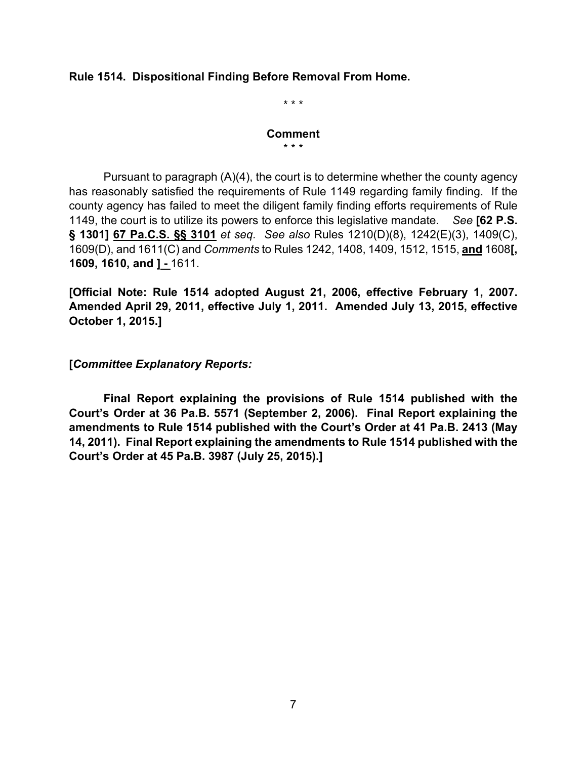**Rule 1514. Dispositional Finding Before Removal From Home.**

\* \* \*

**Comment**

\* \* \*

Pursuant to paragraph (A)(4), the court is to determine whether the county agency has reasonably satisfied the requirements of Rule 1149 regarding family finding. If the county agency has failed to meet the diligent family finding efforts requirements of Rule 1149, the court is to utilize its powers to enforce this legislative mandate. *See* **[62 P.S. § 1301]** **<u>67 Pa.C.S. §§ 3101</u>** *et seq. See also* Rules 1210(D)(8), 1242(E)(3), 1409(C), 1609(D), and 1611(C) and *Comments* to Rules 1242, 1408, 1409, 1512, 1515, **<u>and</u>** 1608**[, 1609, 1610, and ]** **<u>-</u>** 1611.

**[Official Note: Rule 1514 adopted August 21, 2006, effective February 1, 2007. Amended April 29, 2011, effective July 1, 2011. Amended July 13, 2015, effective October 1, 2015.]**

**[*Committee Explanatory Reports:***

**Final Report explaining the provisions of Rule 1514 published with the Court's Order at 36 Pa.B. 5571 (September 2, 2006). Final Report explaining the amendments to Rule 1514 published with the Court's Order at 41 Pa.B. 2413 (May 14, 2011). Final Report explaining the amendments to Rule 1514 published with the Court's Order at 45 Pa.B. 3987 (July 25, 2015).]**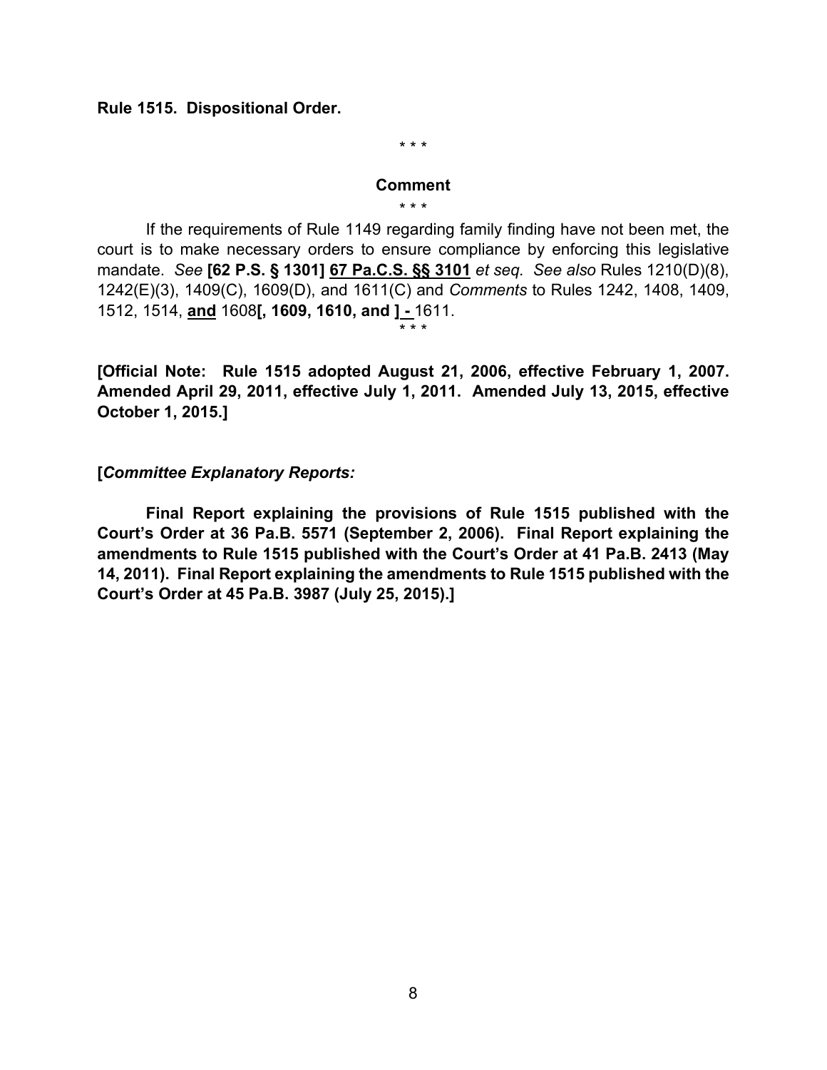**Rule 1515. Dispositional Order.**

\* \* \*

**Comment**

\* \* \*

If the requirements of Rule 1149 regarding family finding have not been met, the court is to make necessary orders to ensure compliance by enforcing this legislative mandate. *See* **[62 P.S. § 1301]** <u>**67 Pa.C.S. §§ 3101**</u> *et seq. See also* Rules 1210(D)(8), 1242(E)(3), 1409(C), 1609(D), and 1611(C) and *Comments* to Rules 1242, 1408, 1409, 1512, 1514, <u>**and**</u> 1608**[, 1609, 1610, and ]** <u>**-**</u> 1611.

\* \* \*

**[Official Note: Rule 1515 adopted August 21, 2006, effective February 1, 2007. Amended April 29, 2011, effective July 1, 2011. Amended July 13, 2015, effective October 1, 2015.]**

**[*Committee Explanatory Reports:***

**Final Report explaining the provisions of Rule 1515 published with the Court's Order at 36 Pa.B. 5571 (September 2, 2006). Final Report explaining the amendments to Rule 1515 published with the Court's Order at 41 Pa.B. 2413 (May 14, 2011). Final Report explaining the amendments to Rule 1515 published with the Court's Order at 45 Pa.B. 3987 (July 25, 2015).]**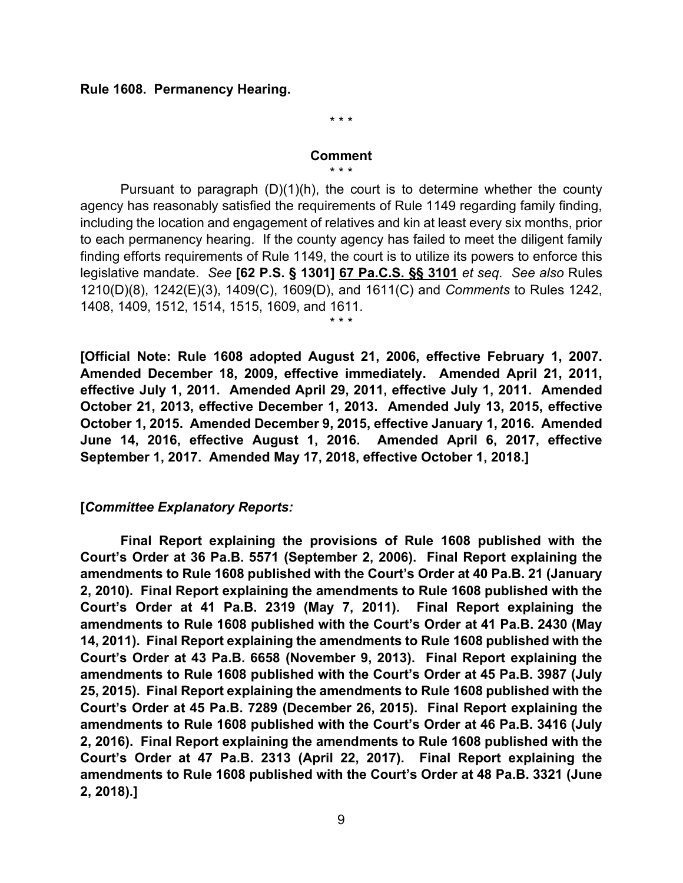**Rule 1608. Permanency Hearing.**

\* \* \*

**Comment**

\* \* \*

Pursuant to paragraph (D)(1)(h), the court is to determine whether the county agency has reasonably satisfied the requirements of Rule 1149 regarding family finding, including the location and engagement of relatives and kin at least every six months, prior to each permanency hearing. If the county agency has failed to meet the diligent family finding efforts requirements of Rule 1149, the court is to utilize its powers to enforce this legislative mandate. *See* **[62 P.S. § 1301]** **<u>67 Pa.C.S. §§ 3101</u>** *et seq. See also* Rules 1210(D)(8), 1242(E)(3), 1409(C), 1609(D), and 1611(C) and *Comments* to Rules 1242, 1408, 1409, 1512, 1514, 1515, 1609, and 1611.

\* \* \*

**[Official Note: Rule 1608 adopted August 21, 2006, effective February 1, 2007. Amended December 18, 2009, effective immediately. Amended April 21, 2011, effective July 1, 2011. Amended April 29, 2011, effective July 1, 2011. Amended October 21, 2013, effective December 1, 2013. Amended July 13, 2015, effective October 1, 2015. Amended December 9, 2015, effective January 1, 2016. Amended June 14, 2016, effective August 1, 2016. Amended April 6, 2017, effective September 1, 2017. Amended May 17, 2018, effective October 1, 2018.]**

**[*Committee Explanatory Reports:***

**Final Report explaining the provisions of Rule 1608 published with the Court's Order at 36 Pa.B. 5571 (September 2, 2006). Final Report explaining the amendments to Rule 1608 published with the Court's Order at 40 Pa.B. 21 (January 2, 2010). Final Report explaining the amendments to Rule 1608 published with the Court's Order at 41 Pa.B. 2319 (May 7, 2011). Final Report explaining the amendments to Rule 1608 published with the Court's Order at 41 Pa.B. 2430 (May 14, 2011). Final Report explaining the amendments to Rule 1608 published with the Court's Order at 43 Pa.B. 6658 (November 9, 2013). Final Report explaining the amendments to Rule 1608 published with the Court's Order at 45 Pa.B. 3987 (July 25, 2015). Final Report explaining the amendments to Rule 1608 published with the Court's Order at 45 Pa.B. 7289 (December 26, 2015). Final Report explaining the amendments to Rule 1608 published with the Court's Order at 46 Pa.B. 3416 (July 2, 2016). Final Report explaining the amendments to Rule 1608 published with the Court's Order at 47 Pa.B. 2313 (April 22, 2017). Final Report explaining the amendments to Rule 1608 published with the Court's Order at 48 Pa.B. 3321 (June 2, 2018).]**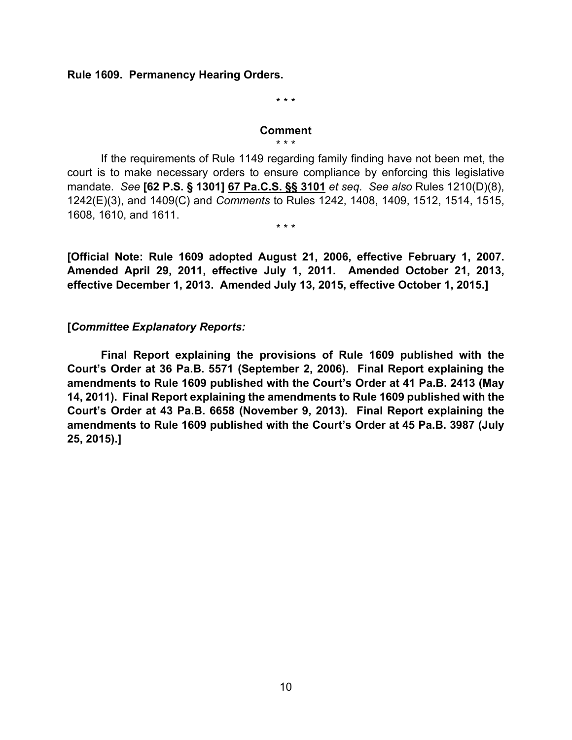**Rule 1609. Permanency Hearing Orders.**

\* \* \*

**Comment**

\* \* \*

If the requirements of Rule 1149 regarding family finding have not been met, the court is to make necessary orders to ensure compliance by enforcing this legislative mandate. *See* **[62 P.S. § 1301]** **<u>67 Pa.C.S. §§ 3101</u>** *et seq. See also* Rules 1210(D)(8), 1242(E)(3), and 1409(C) and *Comments* to Rules 1242, 1408, 1409, 1512, 1514, 1515, 1608, 1610, and 1611.

\* \* \*

**[Official Note: Rule 1609 adopted August 21, 2006, effective February 1, 2007. Amended April 29, 2011, effective July 1, 2011. Amended October 21, 2013, effective December 1, 2013. Amended July 13, 2015, effective October 1, 2015.]**

**[*Committee Explanatory Reports:***

**Final Report explaining the provisions of Rule 1609 published with the Court's Order at 36 Pa.B. 5571 (September 2, 2006). Final Report explaining the amendments to Rule 1609 published with the Court's Order at 41 Pa.B. 2413 (May 14, 2011). Final Report explaining the amendments to Rule 1609 published with the Court's Order at 43 Pa.B. 6658 (November 9, 2013). Final Report explaining the amendments to Rule 1609 published with the Court's Order at 45 Pa.B. 3987 (July 25, 2015).]**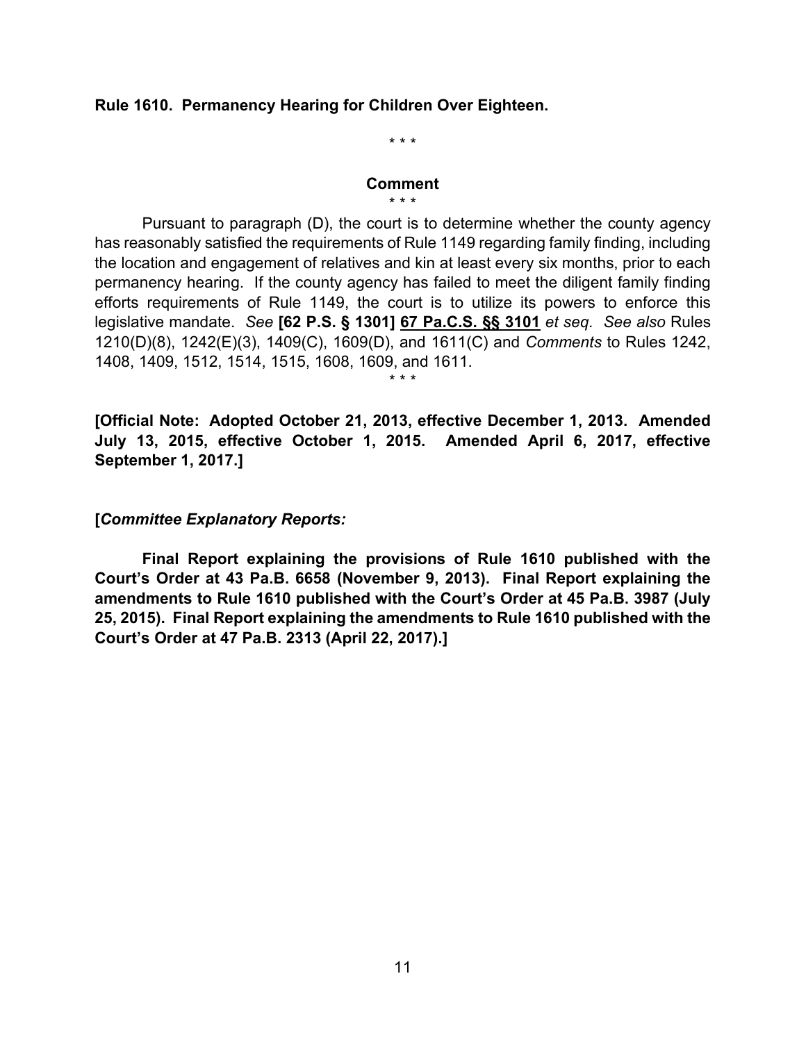**Rule 1610. Permanency Hearing for Children Over Eighteen.**

\* \* \*

**Comment**

\* \* \*

Pursuant to paragraph (D), the court is to determine whether the county agency has reasonably satisfied the requirements of Rule 1149 regarding family finding, including the location and engagement of relatives and kin at least every six months, prior to each permanency hearing. If the county agency has failed to meet the diligent family finding efforts requirements of Rule 1149, the court is to utilize its powers to enforce this legislative mandate. *See* **[62 P.S. § 1301]** **<u>67 Pa.C.S. §§ 3101</u>** *et seq. See also* Rules 1210(D)(8), 1242(E)(3), 1409(C), 1609(D), and 1611(C) and *Comments* to Rules 1242, 1408, 1409, 1512, 1514, 1515, 1608, 1609, and 1611.

\* \* \*

**[Official Note: Adopted October 21, 2013, effective December 1, 2013. Amended July 13, 2015, effective October 1, 2015. Amended April 6, 2017, effective September 1, 2017.]**

**[*Committee Explanatory Reports:***

**Final Report explaining the provisions of Rule 1610 published with the Court's Order at 43 Pa.B. 6658 (November 9, 2013). Final Report explaining the amendments to Rule 1610 published with the Court's Order at 45 Pa.B. 3987 (July 25, 2015). Final Report explaining the amendments to Rule 1610 published with the Court's Order at 47 Pa.B. 2313 (April 22, 2017).]**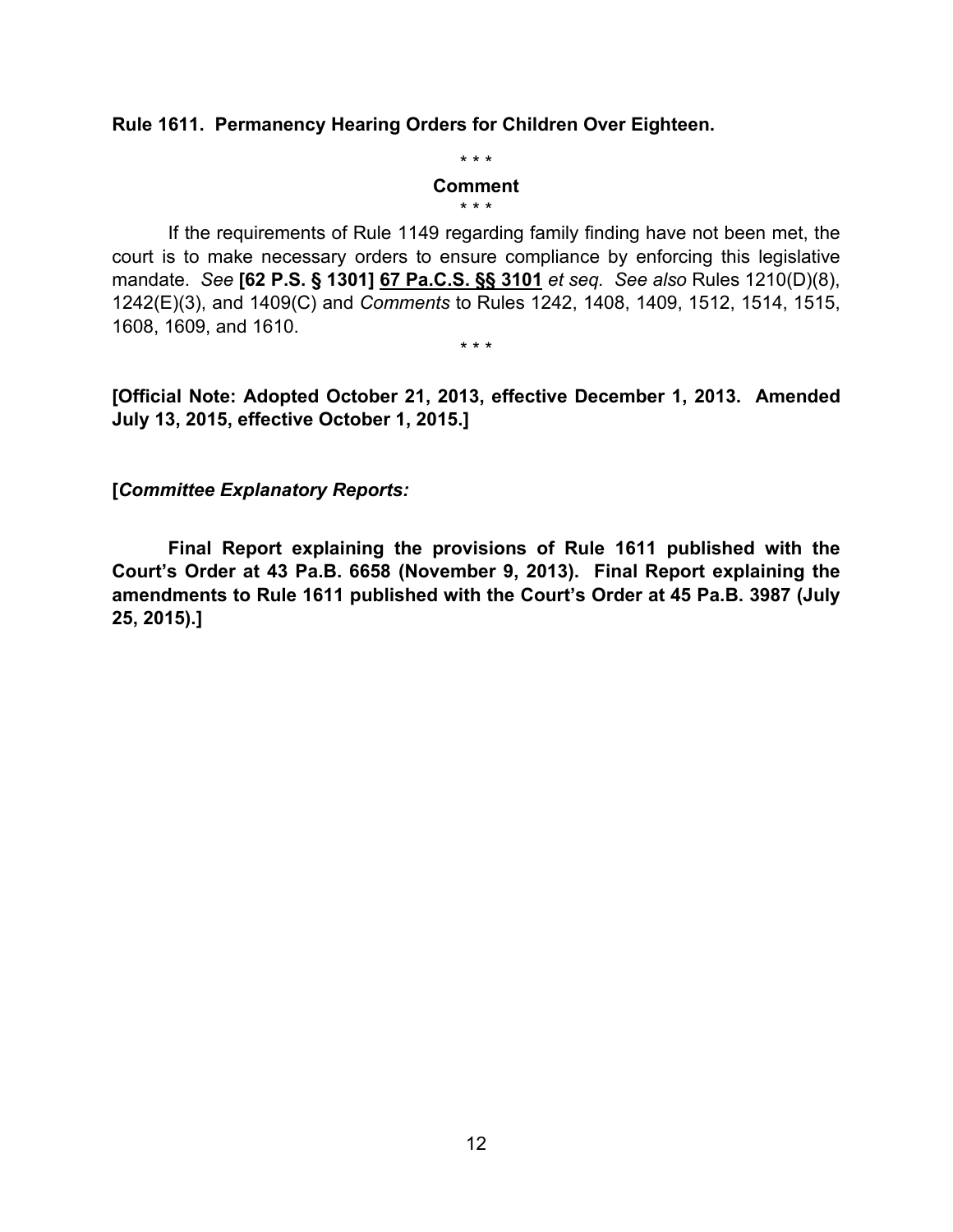**Rule 1611. Permanency Hearing Orders for Children Over Eighteen.**

\* \* \*

**Comment**

\* \* \*

If the requirements of Rule 1149 regarding family finding have not been met, the court is to make necessary orders to ensure compliance by enforcing this legislative mandate. *See* **[62 P.S. § 1301]** **<u>67 Pa.C.S. §§ 3101</u>** *et seq. See also* Rules 1210(D)(8), 1242(E)(3), and 1409(C) and *Comments* to Rules 1242, 1408, 1409, 1512, 1514, 1515, 1608, 1609, and 1610.

\* \* \*

**[Official Note: Adopted October 21, 2013, effective December 1, 2013. Amended July 13, 2015, effective October 1, 2015.]**

**[*Committee Explanatory Reports:***

**Final Report explaining the provisions of Rule 1611 published with the Court's Order at 43 Pa.B. 6658 (November 9, 2013). Final Report explaining the amendments to Rule 1611 published with the Court's Order at 45 Pa.B. 3987 (July 25, 2015).]**